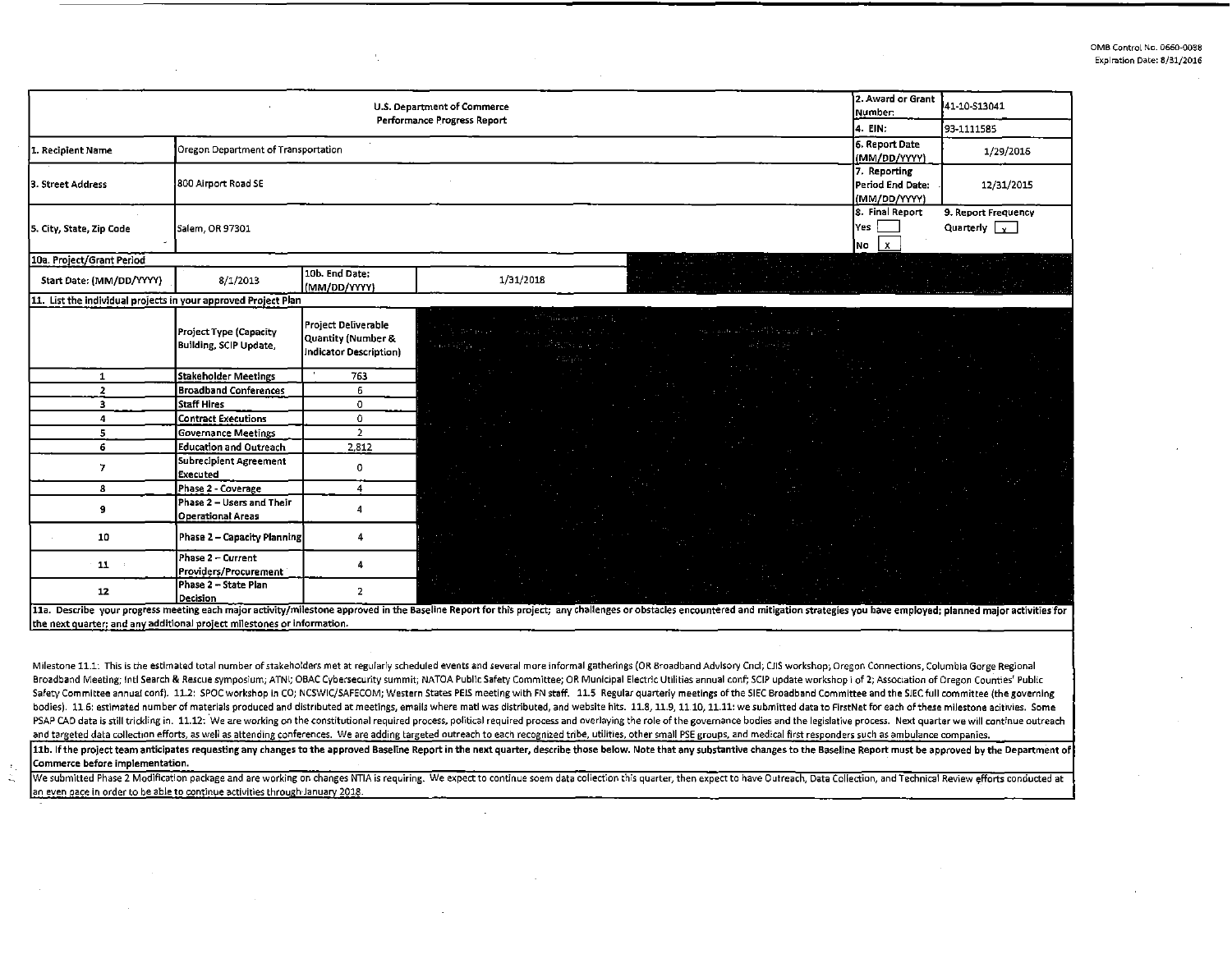OMB Control No. 0660-0038
Expiration Date: 8/31/2016

| U.S. Department of Commerce Performance Progress Report | | | | 2. Award or Grant Number: | 41-10-S13041 |
|---|---|---|---|---|---|
| | | | | 4. EIN: | 93-1111585 |
| 1. Recipient Name | Oregon Department of Transportation | | | 6. Report Date (MM/DD/YYYY) | 1/29/2016 |
| 3. Street Address | 800 Airport Road SE | | | 7. Reporting Period End Date: (MM/DD/YYYY) | 12/31/2015 |
| 5. City, State, Zip Code | Salem, OR 97301 | | | 8. Final Report Yes [ ] No [x] | 9. Report Frequency Quarterly [x] |
| 10a. Project/Grant Period | | | | | |
| Start Date: (MM/DD/YYYY) | 8/1/2013 | 10b. End Date: (MM/DD/YYYY) | 1/31/2018 | | |

11. List the individual projects in your approved Project Plan

| | Project Type (Capacity Building, SCIP Update, | Project Deliverable Quantity (Number & Indicator Description) |
|---|---|---|
| 1 | Stakeholder Meetings | 763 |
| 2 | Broadband Conferences | 6 |
| 3 | Staff Hires | 0 |
| 4 | Contract Executions | 0 |
| 5 | Governance Meetings | 2 |
| 6 | Education and Outreach | 2,812 |
| 7 | Subrecipient Agreement Executed | 0 |
| 8 | Phase 2 - Coverage | 4 |
| 9 | Phase 2 – Users and Their Operational Areas | 4 |
| 10 | Phase 2 – Capacity Planning | 4 |
| 11 | Phase 2 – Current Providers/Procurement | 4 |
| 12 | Phase 2 – State Plan Decision | 2 |

**11a. Describe your progress meeting each major activity/milestone approved in the Baseline Report for this project; any challenges or obstacles encountered and mitigation strategies you have employed; planned major activities for the next quarter; and any additional project milestones or information.**

Milestone 11.1: This is the estimated total number of stakeholders met at regularly scheduled events and several more informal gatherings (OR Broadband Advisory Cncl; CJIS workshop; Oregon Connections, Columbia Gorge Regional Broadband Meeting; Intl Search & Rescue symposium; ATNI; OBAC Cybersecurity summit; NATOA Public Safety Committee; OR Municipal Electric Utilities annual conf; SCIP update workshop i of 2; Association of Oregon Counties' Public Safety Committee annual conf). 11.2: SPOC workshop in CO; NCSWIC/SAFECOM; Western States PEIS meeting with FN staff. 11.5 Regular quarterly meetings of the SIEC Broadband Committee and the SIEC full committee (the governing bodies). 11.6: estimated number of materials produced and distributed at meetings, emails where matl was distributed, and website hits. 11.8, 11.9, 11 10, 11.11: we submitted data to FirstNet for each of these milestone acitivies. Some PSAP CAD data is still trickling in. 11.12: We are working on the constitutional required process, political required process and overlaying the role of the governance bodies and the legislative process. Next quarter we will continue outreach and targeted data collection efforts, as well as attending conferences. We are adding targeted outreach to each recognized tribe, utilities, other small PSE groups, and medical first responders such as ambulance companies.

**11b. If the project team anticipates requesting any changes to the approved Baseline Report in the next quarter, describe those below. Note that any substantive changes to the Baseline Report must be approved by the Department of Commerce before implementation.**

We submitted Phase 2 Modification package and are working on changes NTIA is requiring. We expect to continue soem data collection this quarter, then expect to have Outreach, Data Collection, and Technical Review efforts conducted at an even pace in order to be able to continue activities through January 2018.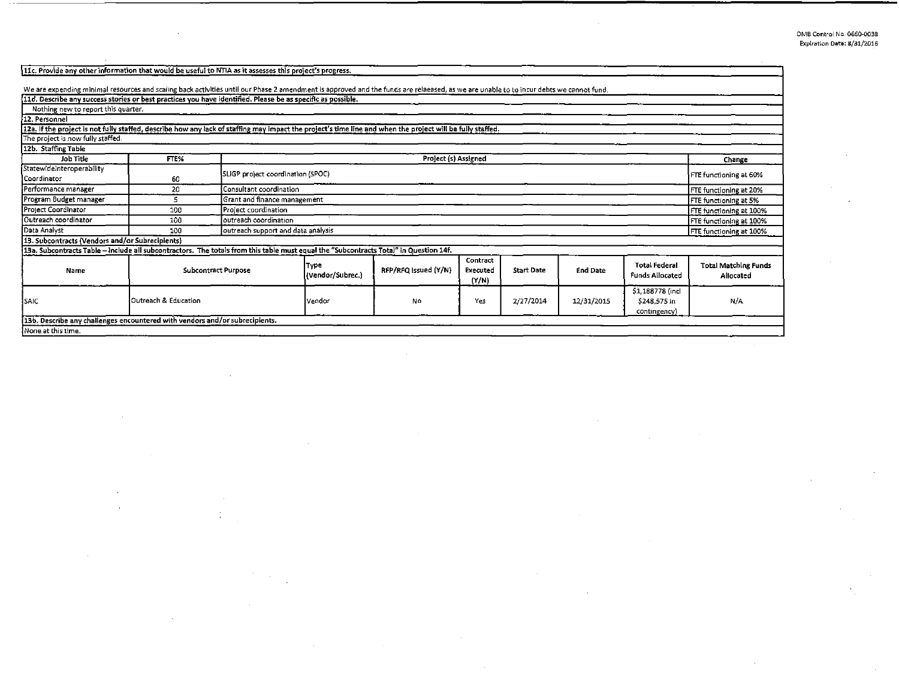**11c. Provide any other information that would be useful to NTIA as it assesses this project's progress.**

We are expending minimal resources and scaling back activities until our Phase 2 amendment is approved and the funds are relaeased, as we are unable to to incur debts we cannot fund.

**11d. Describe any success stories or best practices you have identified. Please be as specific as possible.**

Nothing new to report this quarter.

**12. Personnel**

**12a. If the project is not fully staffed, describe how any lack of staffing may impact the project's time line and when the project will be fully staffed.**

The project is now fully staffed.

**12b. Staffing Table**

| Job Title | FTE% | Project (s) Assigned | Change |
|---|---|---|---|
| StatewideInteroperability Coordinator | 60 | SLIGP project coordination (SPOC) | FTE functioning at 60% |
| Performance manager | 20 | Consultant coordination | FTE functioning at 20% |
| Program Budget manager | 5 | Grant and finance management | FTE functioning at 5% |
| Project Coordinator | 100 | Project coordination | FTE functioning at 100% |
| Outreach coordinator | 100 | outreach coordination | FTE functioning at 100% |
| Data Analyst | 100 | outreach support and data analysis | FTE functioning at 100% |

**13. Subcontracts (Vendors and/or Subrecipients)**

**13a. Subcontracts Table – Include all subcontractors. The totals from this table must equal the "Subcontracts Total" in Question 14f.**

| Name | Subcontract Purpose | Type (Vendor/Subrec.) | RFP/RFQ Issued (Y/N) | Contract Executed (Y/N) | Start Date | End Date | Total Federal Funds Allocated | Total Matching Funds Allocated |
|---|---|---|---|---|---|---|---|---|
| SAIC | Outreach & Education | Vendor | No | Yes | 2/27/2014 | 12/31/2015 | $1,188778 (incl $248,575 in contingency) | N/A |

**13b. Describe any challenges encountered with vendors and/or subrecipients.**

None at this time.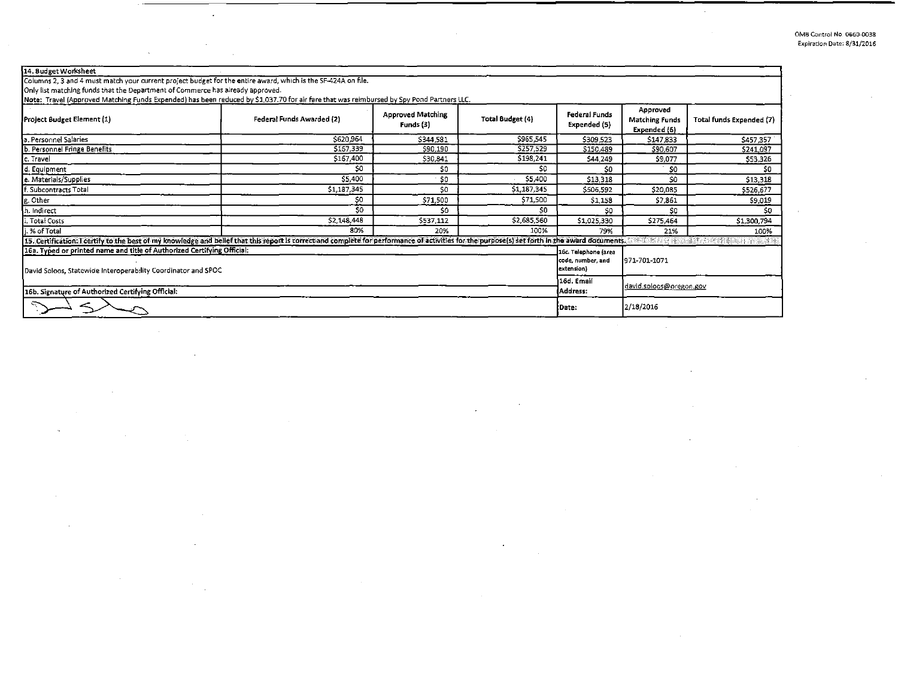OMB Control No. 0660-0038
Expiration Date: 8/31/2016

**14. Budget Worksheet**

Columns 2, 3 and 4 must match your current project budget for the entire award, which is the SF-424A on file.
Only list matching funds that the Department of Commerce has already approved.
Note: Travel (Approved Matching Funds Expended) has been reduced by $1,037.70 for air fare that was reimbursed by Spy Pond Partners LLC.

| Project Budget Element (1) | Federal Funds Awarded (2) | Approved Matching Funds (3) | Total Budget (4) | Federal Funds Expended (5) | Approved Matching Funds Expended (6) | Total funds Expended (7) |
|---|---|---|---|---|---|---|
| a. Personnel Salaries | $620,964 | $344,581 | $965,545 | $309,523 | $147,833 | $457,357 |
| b. Personnel Fringe Benefits | $167,339 | $90,190 | $257,529 | $150,489 | $90,607 | $241,097 |
| c. Travel | $167,400 | $30,841 | $198,241 | $44,249 | $9,077 | $53,326 |
| d. Equipment | $0 | $0 | $0 | $0 | $0 | $0 |
| e. Materials/Supplies | $5,400 | $0 | $5,400 | $13,318 | $0 | $13,318 |
| f. Subcontracts Total | $1,187,345 | $0 | $1,187,345 | $506,592 | $20,085 | $526,677 |
| g. Other | $0 | $71,500 | $71,500 | $1,158 | $7,861 | $9,019 |
| h. Indirect | $0 | $0 | $0 | $0 | $0 | $0 |
| i. Total Costs | $2,148,448 | $537,112 | $2,685,560 | $1,025,330 | $275,464 | $1,300,794 |
| j. % of Total | 80% | 20% | 100% | 79% | 21% | 100% |

**15. Certification:** I certify to the best of my knowledge and belief that this report is correct and complete for performance of activities for the purpose(s) set forth in the award documents.

| | | | |
|---|---|---|---|
| **16a. Typed or printed name and title of Authorized Certifying Official:** David Soloos, Statewide Interoperability Coordinator and SPOC | | 16c. Telephone (area code, number, and extension) | 971-701-1071 |
| **16b. Signature of Authorized Certifying Official:** | | 16d. Email Address: | david.soloos@oregon.gov |
| [signature] | | Date: | 2/18/2016 |